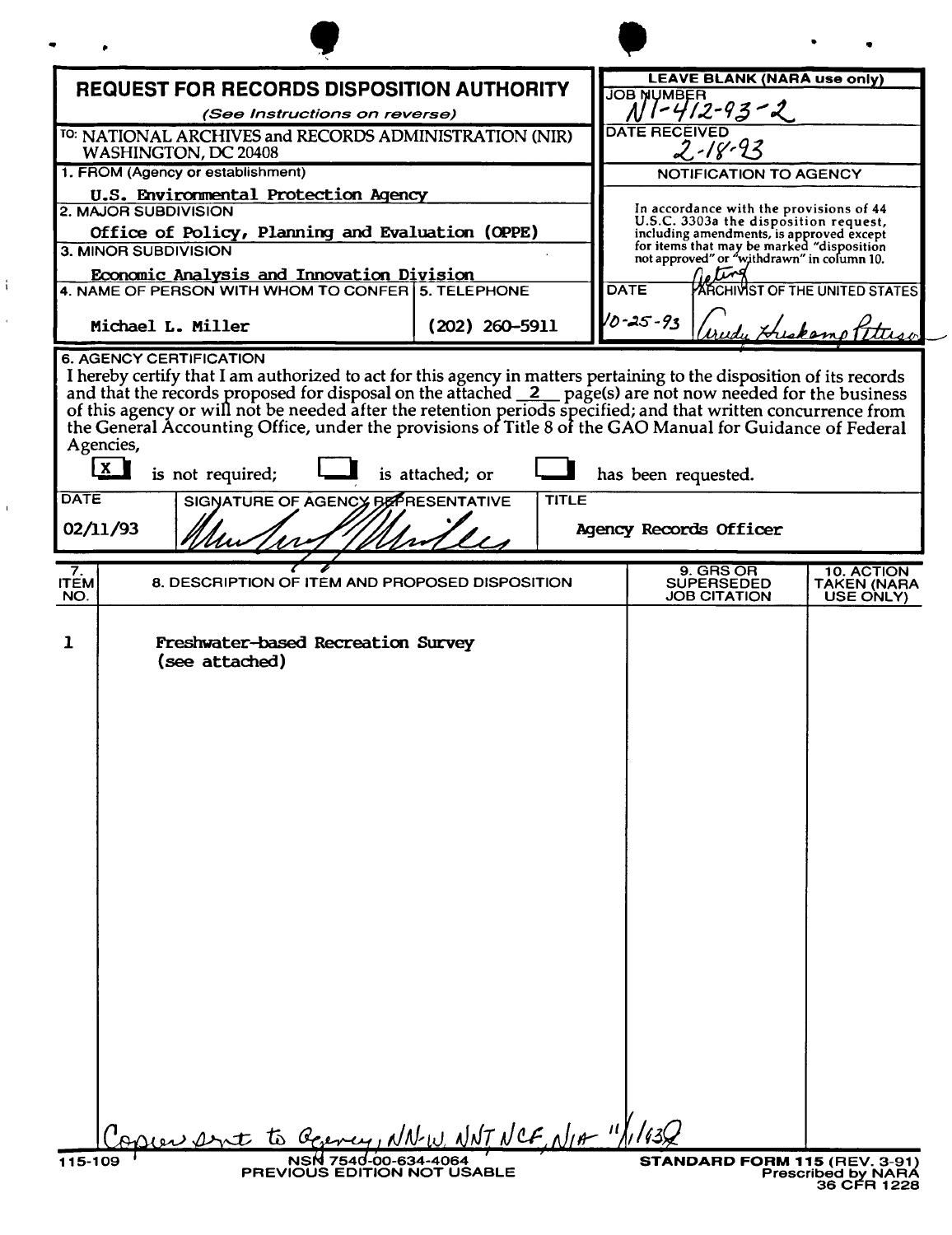# REQUEST FOR RECORDS DISPOSITION AUTHORITY

*(See Instructions on reverse)*

TO: NATIONAL ARCHIVES and RECORDS ADMINISTRATION (NIR) WASHINGTON, DC 20408

**LEAVE BLANK (NARA use only)**

JOB NUMBER: N1-412-93-2

DATE RECEIVED: 2-18-93

1. FROM (Agency or establishment)

U.S. Environmental Protection Agency

2. MAJOR SUBDIVISION

Office of Policy, Planning and Evaluation (OPPE)

3. MINOR SUBDIVISION

Economic Analysis and Innovation Division

4. NAME OF PERSON WITH WHOM TO CONFER: Michael L. Miller

5. TELEPHONE: (202) 260-5911

**NOTIFICATION TO AGENCY**

In accordance with the provisions of 44 U.S.C. 3303a the disposition request, including amendments, is approved except for items that may be marked "disposition not approved" or "withdrawn" in column 10.

DATE: 10-25-93

Acting ARCHIVIST OF THE UNITED STATES: Trudy Huskamp Peterson

6. AGENCY CERTIFICATION

I hereby certify that I am authorized to act for this agency in matters pertaining to the disposition of its records and that the records proposed for disposal on the attached 2 page(s) are not now needed for the business of this agency or will not be needed after the retention periods specified; and that written concurrence from the General Accounting Office, under the provisions of Title 8 of the GAO Manual for Guidance of Federal Agencies,

[X] is not required; [ ] is attached; or [ ] has been requested.

| DATE | SIGNATURE OF AGENCY REPRESENTATIVE | TITLE |
|---|---|---|
| 02/11/93 | Michael L. Miller | Agency Records Officer |

| 7. ITEM NO. | 8. DESCRIPTION OF ITEM AND PROPOSED DISPOSITION | 9. GRS OR SUPERSEDED JOB CITATION | 10. ACTION TAKEN (NARA USE ONLY) |
|---|---|---|---|
| 1 | Freshwater-based Recreation Survey (see attached) | | |

Copies sent to Agency, NN-W, NNT, NCF, NIA 11/1/93

115-109

NSN 7540-00-634-4064
PREVIOUS EDITION NOT USABLE

**STANDARD FORM 115** (REV. 3-91)
Prescribed by NARA
36 CFR 1228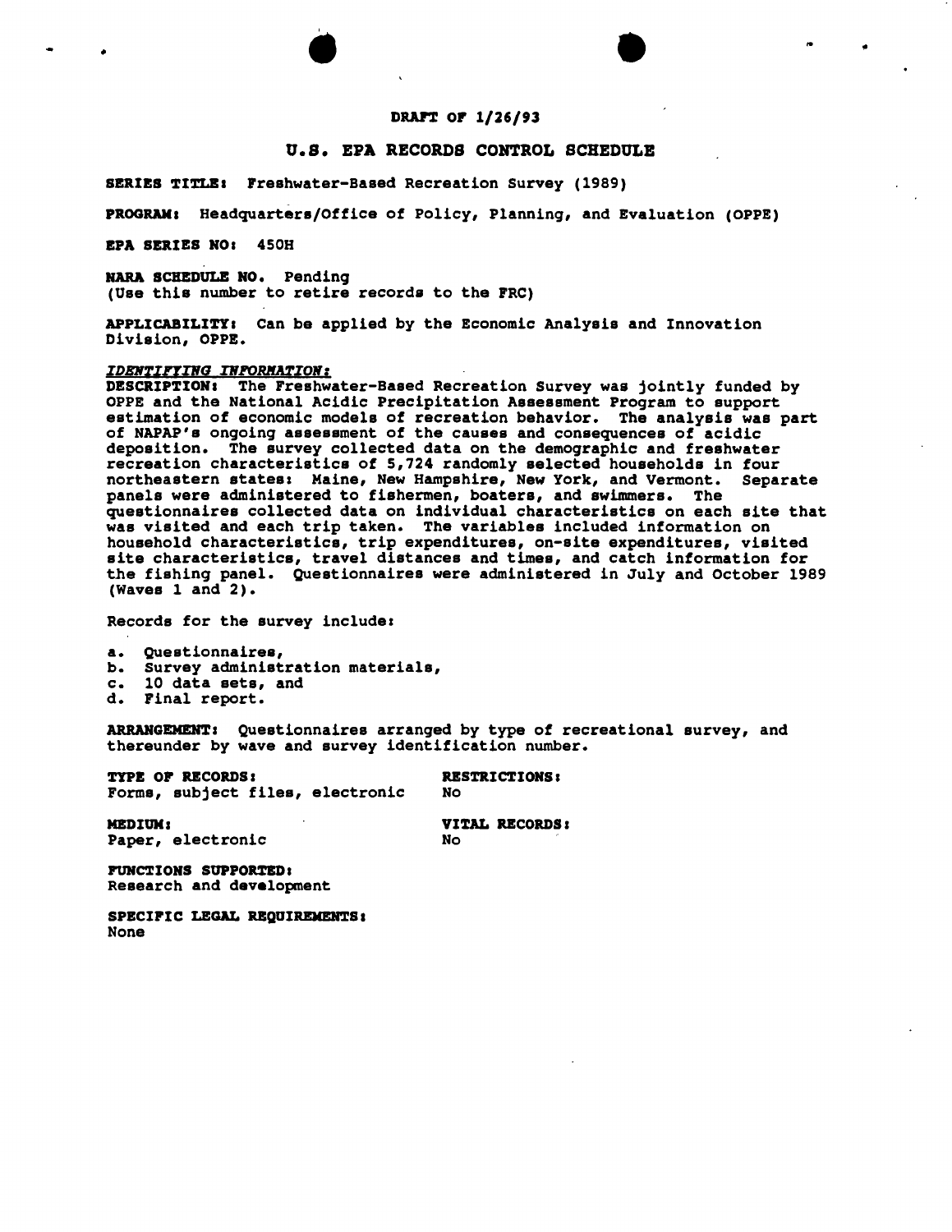DRAFT OF 1/26/93

# U.S. EPA RECORDS CONTROL SCHEDULE

**SERIES TITLE:** Freshwater-Based Recreation Survey (1989)

**PROGRAM:** Headquarters/Office of Policy, Planning, and Evaluation (OPPE)

**EPA SERIES NO:** 450H

**NARA SCHEDULE NO.** Pending
(Use this number to retire records to the FRC)

**APPLICABILITY:** Can be applied by the Economic Analysis and Innovation Division, OPPE.

*IDENTIFYING INFORMATION:*

**DESCRIPTION:** The Freshwater-Based Recreation Survey was jointly funded by OPPE and the National Acidic Precipitation Assessment Program to support estimation of economic models of recreation behavior. The analysis was part of NAPAP's ongoing assessment of the causes and consequences of acidic deposition. The survey collected data on the demographic and freshwater recreation characteristics of 5,724 randomly selected households in four northeastern states: Maine, New Hampshire, New York, and Vermont. Separate panels were administered to fishermen, boaters, and swimmers. The questionnaires collected data on individual characteristics on each site that was visited and each trip taken. The variables included information on household characteristics, trip expenditures, on-site expenditures, visited site characteristics, travel distances and times, and catch information for the fishing panel. Questionnaires were administered in July and October 1989 (Waves 1 and 2).

Records for the survey include:

a. Questionnaires,
b. Survey administration materials,
c. 10 data sets, and
d. Final report.

**ARRANGEMENT:** Questionnaires arranged by type of recreational survey, and thereunder by wave and survey identification number.

**TYPE OF RECORDS:**
Forms, subject files, electronic

**RESTRICTIONS:**
No

**MEDIUM:**
Paper, electronic

**VITAL RECORDS:**
No

**FUNCTIONS SUPPORTED:**
Research and development

**SPECIFIC LEGAL REQUIREMENTS:**
None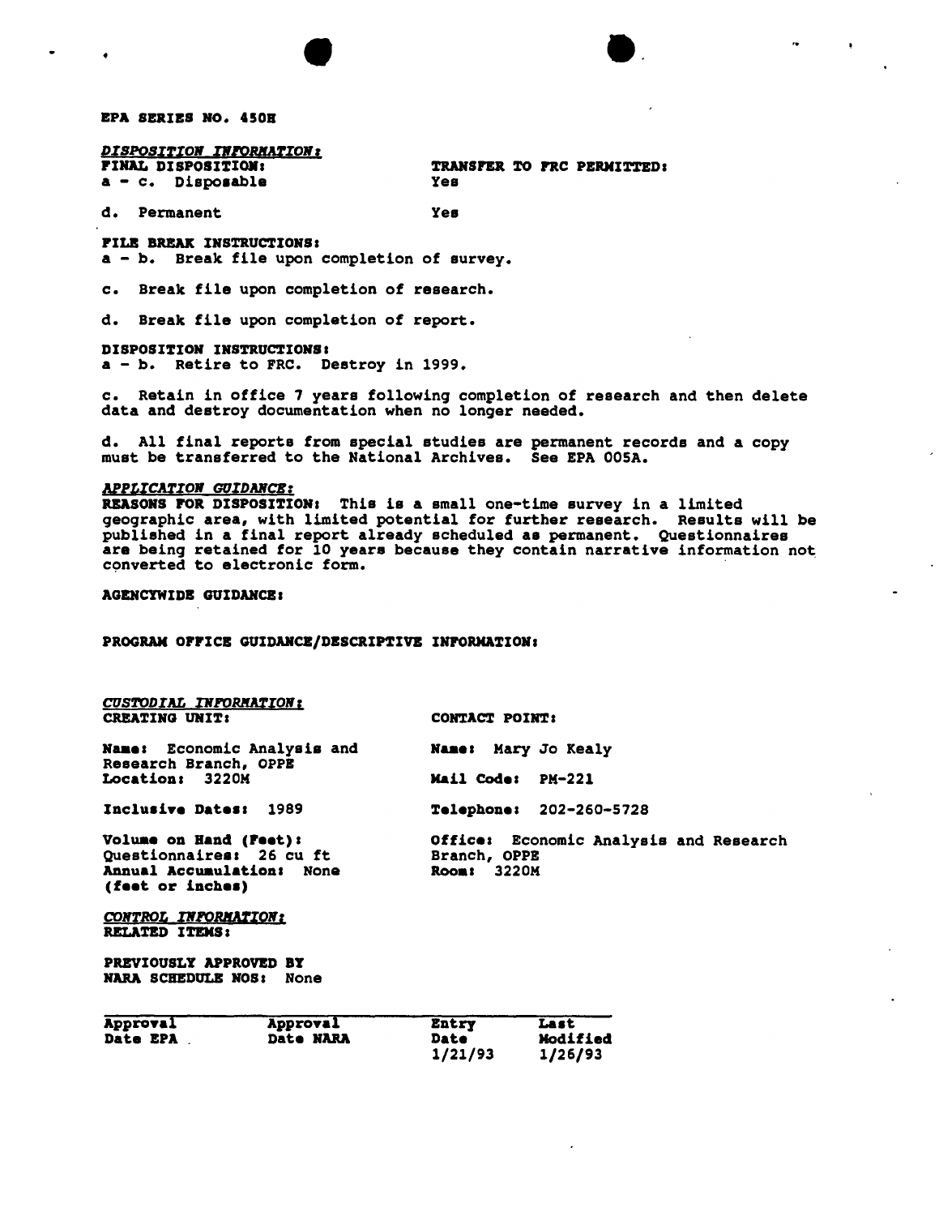**EPA SERIES NO. 450H**

*DISPOSITION INFORMATION:*

**FINAL DISPOSITION:**
a - c. Disposable

d. Permanent

**TRANSFER TO FRC PERMITTED:**
Yes

Yes

**FILE BREAK INSTRUCTIONS:**
a - b. Break file upon completion of survey.

c. Break file upon completion of research.

d. Break file upon completion of report.

**DISPOSITION INSTRUCTIONS:**
a - b. Retire to FRC. Destroy in 1999.

c. Retain in office 7 years following completion of research and then delete data and destroy documentation when no longer needed.

d. All final reports from special studies are permanent records and a copy must be transferred to the National Archives. See EPA 005A.

*APPLICATION GUIDANCE:*

**REASONS FOR DISPOSITION:** This is a small one-time survey in a limited geographic area, with limited potential for further research. Results will be published in a final report already scheduled as permanent. Questionnaires are being retained for 10 years because they contain narrative information not converted to electronic form.

**AGENCYWIDE GUIDANCE:**

**PROGRAM OFFICE GUIDANCE/DESCRIPTIVE INFORMATION:**

*CUSTODIAL INFORMATION:*

**CREATING UNIT:**

**Name:** Economic Analysis and Research Branch, OPPE
**Location:** 3220M

**Inclusive Dates:** 1989

**Volume on Hand (Feet):**
Questionnaires: 26 cu ft
**Annual Accumulation:** None
**(feet or inches)**

**CONTACT POINT:**

**Name:** Mary Jo Kealy

**Mail Code:** PM-221

**Telephone:** 202-260-5728

**Office:** Economic Analysis and Research Branch, OPPE
**Room:** 3220M

*CONTROL INFORMATION:*

**RELATED ITEMS:**

**PREVIOUSLY APPROVED BY NARA SCHEDULE NOS:** None

| Approval Date EPA | Approval Date NARA | Entry Date | Last Modified |
|---|---|---|---|
| | | 1/21/93 | 1/26/93 |